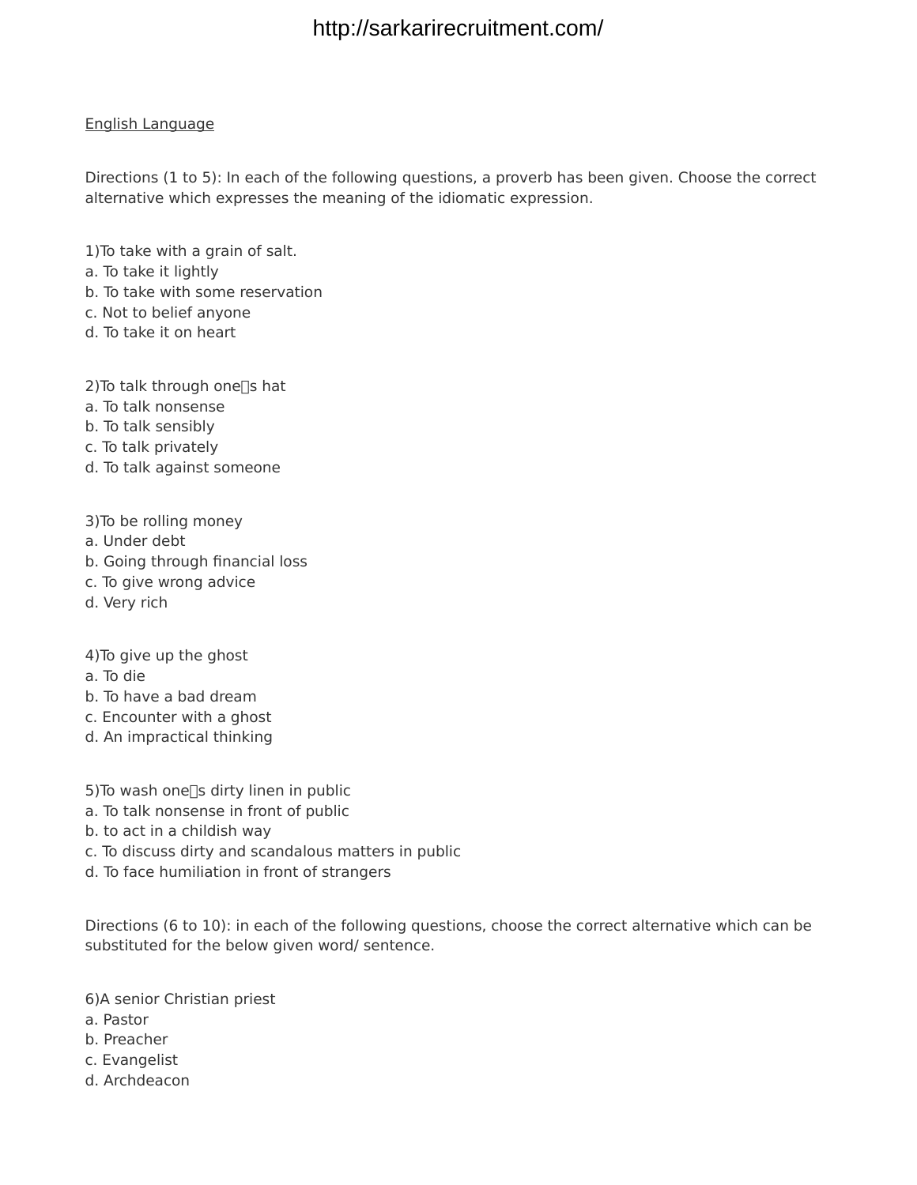English Language

Directions (1 to 5): In each of the following questions, a proverb has been given. Choose the correct alternative which expresses the meaning of the idiomatic expression.

1)To take with a grain of salt.
a. To take it lightly
b. To take with some reservation
c. Not to belief anyone
d. To take it on heart

2)To talk through one's hat
a. To talk nonsense
b. To talk sensibly
c. To talk privately
d. To talk against someone

3)To be rolling money
a. Under debt
b. Going through financial loss
c. To give wrong advice
d. Very rich

4)To give up the ghost
a. To die
b. To have a bad dream
c. Encounter with a ghost
d. An impractical thinking

5)To wash one's dirty linen in public
a. To talk nonsense in front of public
b. to act in a childish way
c. To discuss dirty and scandalous matters in public
d. To face humiliation in front of strangers

Directions (6 to 10): in each of the following questions, choose the correct alternative which can be substituted for the below given word/ sentence.

6)A senior Christian priest
a. Pastor
b. Preacher
c. Evangelist
d. Archdeacon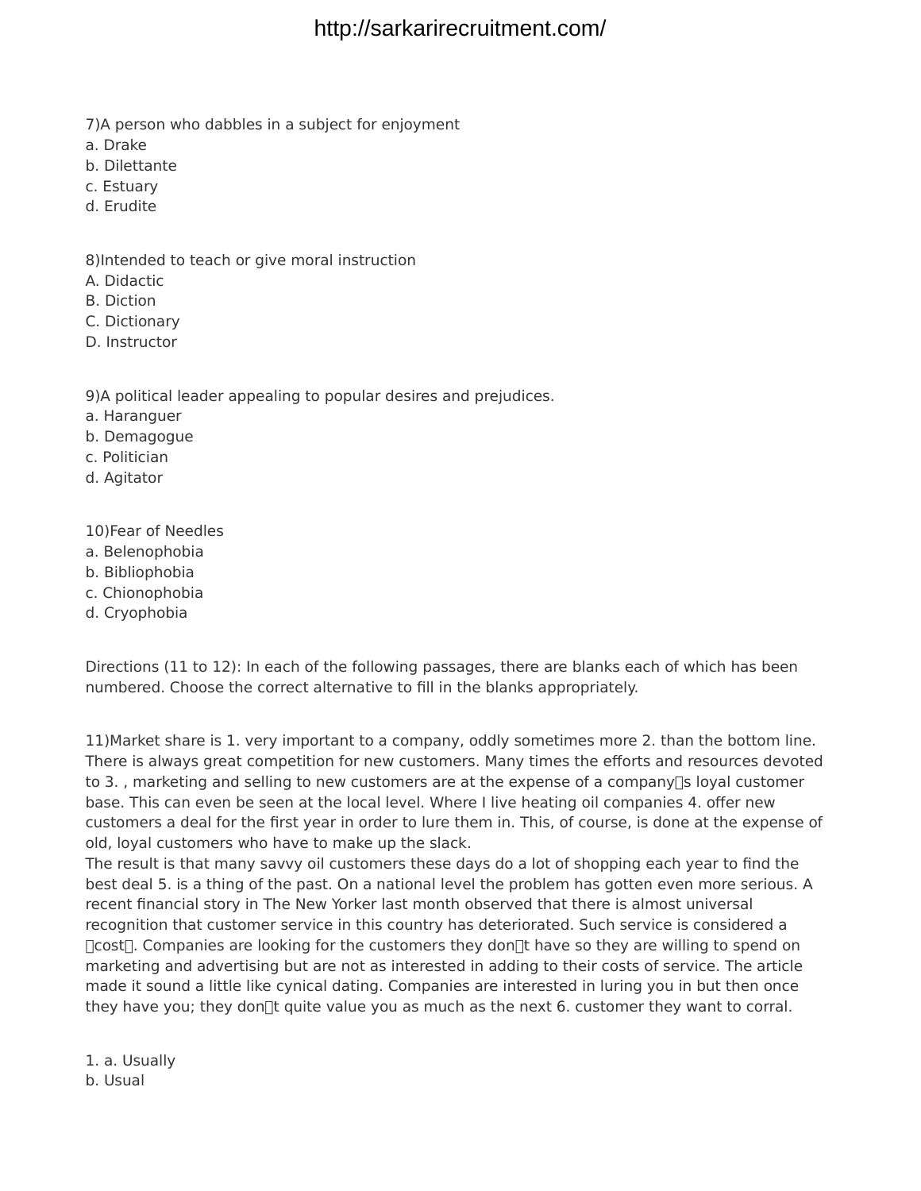7)A person who dabbles in a subject for enjoyment
a. Drake
b. Dilettante
c. Estuary
d. Erudite

8)Intended to teach or give moral instruction
A. Didactic
B. Diction
C. Dictionary
D. Instructor

9)A political leader appealing to popular desires and prejudices.
a. Haranguer
b. Demagogue
c. Politician
d. Agitator

10)Fear of Needles
a. Belenophobia
b. Bibliophobia
c. Chionophobia
d. Cryophobia

Directions (11 to 12): In each of the following passages, there are blanks each of which has been numbered. Choose the correct alternative to fill in the blanks appropriately.

11)Market share is 1. very important to a company, oddly sometimes more 2. than the bottom line. There is always great competition for new customers. Many times the efforts and resources devoted to 3. , marketing and selling to new customers are at the expense of a company's loyal customer base. This can even be seen at the local level. Where I live heating oil companies 4. offer new customers a deal for the first year in order to lure them in. This, of course, is done at the expense of old, loyal customers who have to make up the slack.
The result is that many savvy oil customers these days do a lot of shopping each year to find the best deal 5. is a thing of the past. On a national level the problem has gotten even more serious. A recent financial story in The New Yorker last month observed that there is almost universal recognition that customer service in this country has deteriorated. Such service is considered a 'cost'. Companies are looking for the customers they don't have so they are willing to spend on marketing and advertising but are not as interested in adding to their costs of service. The article made it sound a little like cynical dating. Companies are interested in luring you in but then once they have you; they don't quite value you as much as the next 6. customer they want to corral.

1. a. Usually
b. Usual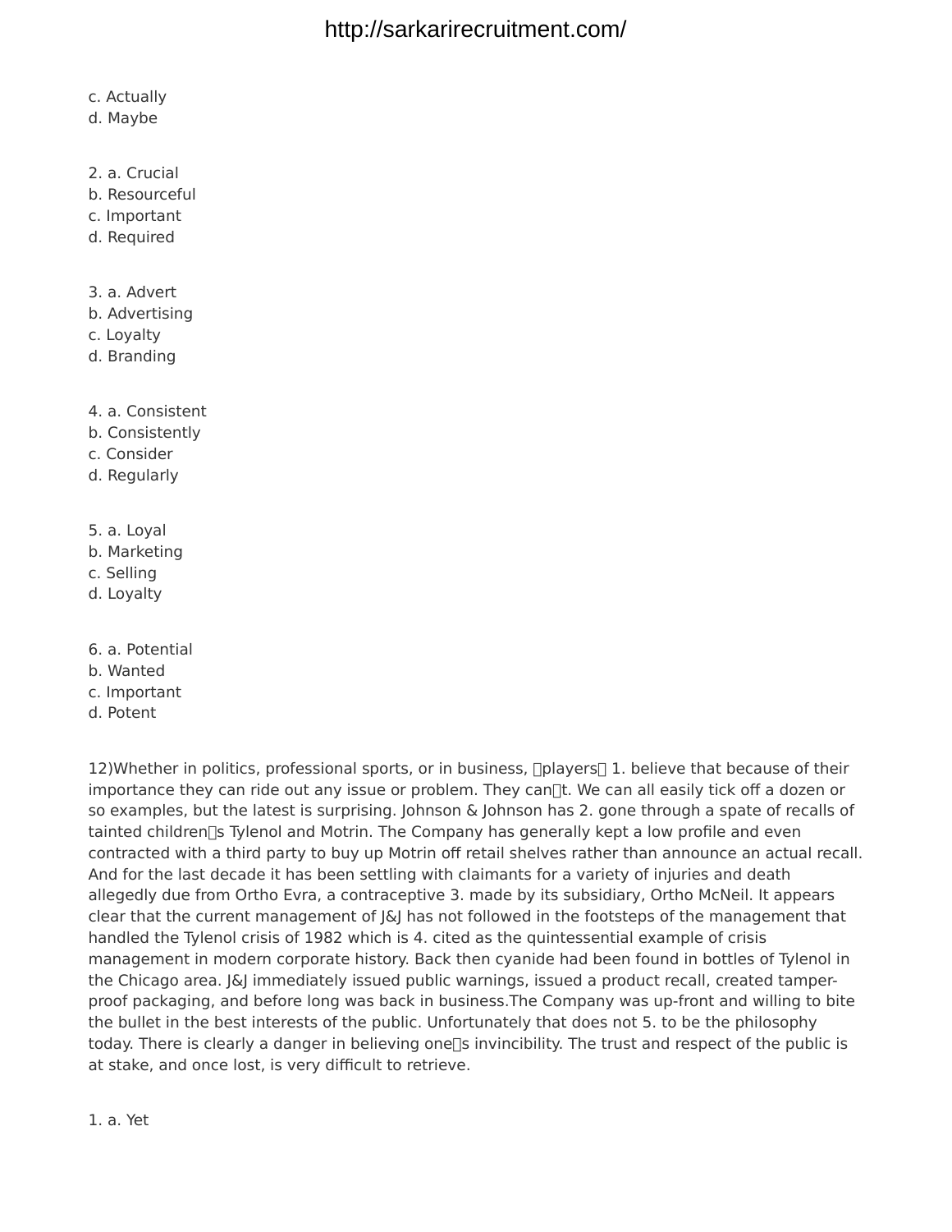c. Actually
d. Maybe

2. a. Crucial
b. Resourceful
c. Important
d. Required

3. a. Advert
b. Advertising
c. Loyalty
d. Branding

4. a. Consistent
b. Consistently
c. Consider
d. Regularly

5. a. Loyal
b. Marketing
c. Selling
d. Loyalty

6. a. Potential
b. Wanted
c. Important
d. Potent

12)Whether in politics, professional sports, or in business, players 1. believe that because of their importance they can ride out any issue or problem. They cant. We can all easily tick off a dozen or so examples, but the latest is surprising. Johnson & Johnson has 2. gone through a spate of recalls of tainted childrens Tylenol and Motrin. The Company has generally kept a low profile and even contracted with a third party to buy up Motrin off retail shelves rather than announce an actual recall. And for the last decade it has been settling with claimants for a variety of injuries and death allegedly due from Ortho Evra, a contraceptive 3. made by its subsidiary, Ortho McNeil. It appears clear that the current management of J&J has not followed in the footsteps of the management that handled the Tylenol crisis of 1982 which is 4. cited as the quintessential example of crisis management in modern corporate history. Back then cyanide had been found in bottles of Tylenol in the Chicago area. J&J immediately issued public warnings, issued a product recall, created tamper-proof packaging, and before long was back in business.The Company was up-front and willing to bite the bullet in the best interests of the public. Unfortunately that does not 5. to be the philosophy today. There is clearly a danger in believing ones invincibility. The trust and respect of the public is at stake, and once lost, is very difficult to retrieve.

1. a. Yet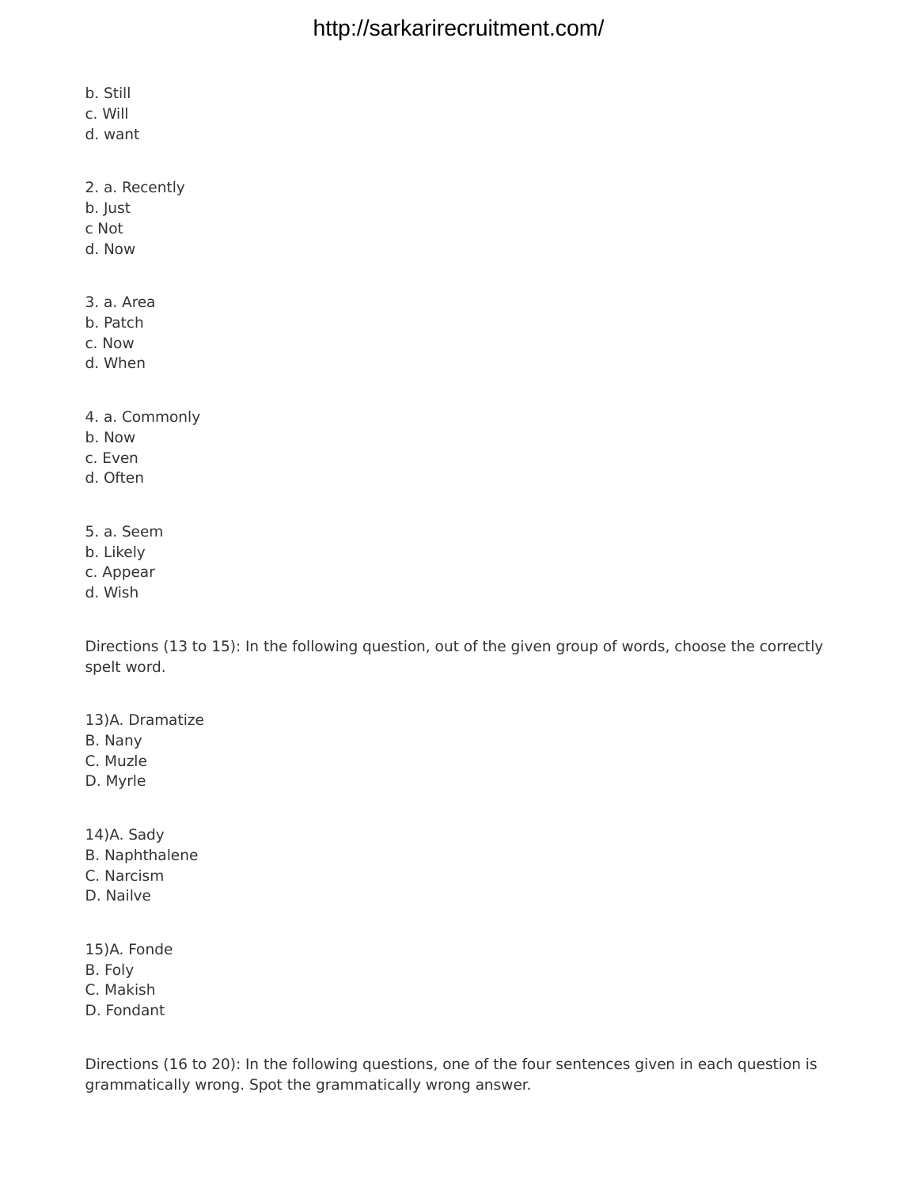b. Still
c. Will
d. want

2. a. Recently
b. Just
c Not
d. Now

3. a. Area
b. Patch
c. Now
d. When

4. a. Commonly
b. Now
c. Even
d. Often

5. a. Seem
b. Likely
c. Appear
d. Wish

Directions (13 to 15): In the following question, out of the given group of words, choose the correctly spelt word.

13)A. Dramatize
B. Nany
C. Muzle
D. Myrle

14)A. Sady
B. Naphthalene
C. Narcism
D. Nailve

15)A. Fonde
B. Foly
C. Makish
D. Fondant

Directions (16 to 20): In the following questions, one of the four sentences given in each question is grammatically wrong. Spot the grammatically wrong answer.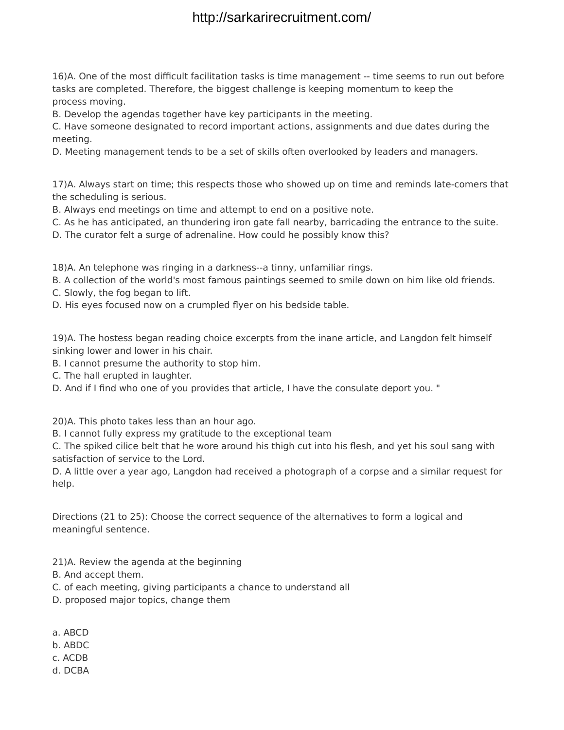16)A. One of the most difficult facilitation tasks is time management -- time seems to run out before tasks are completed. Therefore, the biggest challenge is keeping momentum to keep the process moving.
B. Develop the agendas together have key participants in the meeting.
C. Have someone designated to record important actions, assignments and due dates during the meeting.
D. Meeting management tends to be a set of skills often overlooked by leaders and managers.

17)A. Always start on time; this respects those who showed up on time and reminds late-comers that the scheduling is serious.
B. Always end meetings on time and attempt to end on a positive note.
C. As he has anticipated, an thundering iron gate fall nearby, barricading the entrance to the suite.
D. The curator felt a surge of adrenaline. How could he possibly know this?

18)A. An telephone was ringing in a darkness--a tinny, unfamiliar rings.
B. A collection of the world's most famous paintings seemed to smile down on him like old friends.
C. Slowly, the fog began to lift.
D. His eyes focused now on a crumpled flyer on his bedside table.

19)A. The hostess began reading choice excerpts from the inane article, and Langdon felt himself sinking lower and lower in his chair.
B. I cannot presume the authority to stop him.
C. The hall erupted in laughter.
D. And if I find who one of you provides that article, I have the consulate deport you. "

20)A. This photo takes less than an hour ago.
B. I cannot fully express my gratitude to the exceptional team
C. The spiked cilice belt that he wore around his thigh cut into his flesh, and yet his soul sang with satisfaction of service to the Lord.
D. A little over a year ago, Langdon had received a photograph of a corpse and a similar request for help.

Directions (21 to 25): Choose the correct sequence of the alternatives to form a logical and meaningful sentence.

21)A. Review the agenda at the beginning
B. And accept them.
C. of each meeting, giving participants a chance to understand all
D. proposed major topics, change them

a. ABCD
b. ABDC
c. ACDB
d. DCBA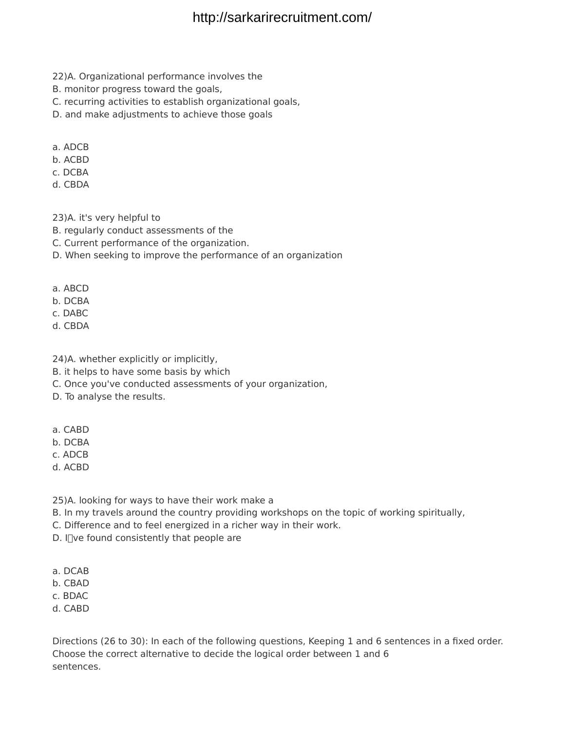22)A. Organizational performance involves the
B. monitor progress toward the goals,
C. recurring activities to establish organizational goals,
D. and make adjustments to achieve those goals

a. ADCB
b. ACBD
c. DCBA
d. CBDA

23)A. it's very helpful to
B. regularly conduct assessments of the
C. Current performance of the organization.
D. When seeking to improve the performance of an organization

a. ABCD
b. DCBA
c. DABC
d. CBDA

24)A. whether explicitly or implicitly,
B. it helps to have some basis by which
C. Once you've conducted assessments of your organization,
D. To analyse the results.

a. CABD
b. DCBA
c. ADCB
d. ACBD

25)A. looking for ways to have their work make a
B. In my travels around the country providing workshops on the topic of working spiritually,
C. Difference and to feel energized in a richer way in their work.
D. I've found consistently that people are

a. DCAB
b. CBAD
c. BDAC
d. CABD

Directions (26 to 30): In each of the following questions, Keeping 1 and 6 sentences in a fixed order. Choose the correct alternative to decide the logical order between 1 and 6 sentences.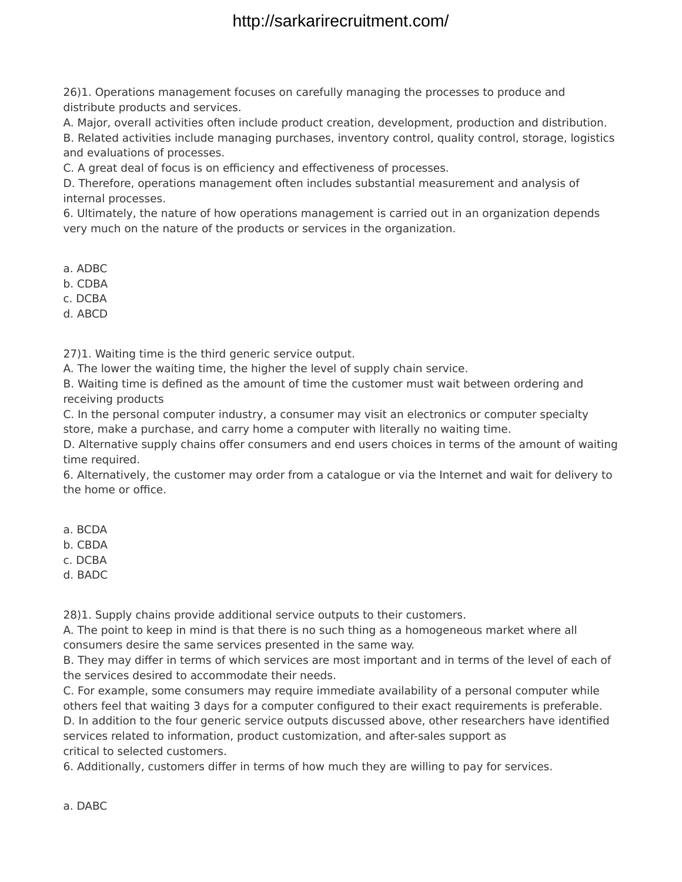26)1. Operations management focuses on carefully managing the processes to produce and distribute products and services.
A. Major, overall activities often include product creation, development, production and distribution.
B. Related activities include managing purchases, inventory control, quality control, storage, logistics and evaluations of processes.
C. A great deal of focus is on efficiency and effectiveness of processes.
D. Therefore, operations management often includes substantial measurement and analysis of internal processes.
6. Ultimately, the nature of how operations management is carried out in an organization depends very much on the nature of the products or services in the organization.

a. ADBC
b. CDBA
c. DCBA
d. ABCD

27)1. Waiting time is the third generic service output.
A. The lower the waiting time, the higher the level of supply chain service.
B. Waiting time is defined as the amount of time the customer must wait between ordering and receiving products
C. In the personal computer industry, a consumer may visit an electronics or computer specialty store, make a purchase, and carry home a computer with literally no waiting time.
D. Alternative supply chains offer consumers and end users choices in terms of the amount of waiting time required.
6. Alternatively, the customer may order from a catalogue or via the Internet and wait for delivery to the home or office.

a. BCDA
b. CBDA
c. DCBA
d. BADC

28)1. Supply chains provide additional service outputs to their customers.
A. The point to keep in mind is that there is no such thing as a homogeneous market where all consumers desire the same services presented in the same way.
B. They may differ in terms of which services are most important and in terms of the level of each of the services desired to accommodate their needs.
C. For example, some consumers may require immediate availability of a personal computer while others feel that waiting 3 days for a computer configured to their exact requirements is preferable.
D. In addition to the four generic service outputs discussed above, other researchers have identified services related to information, product customization, and after-sales support as critical to selected customers.
6. Additionally, customers differ in terms of how much they are willing to pay for services.

a. DABC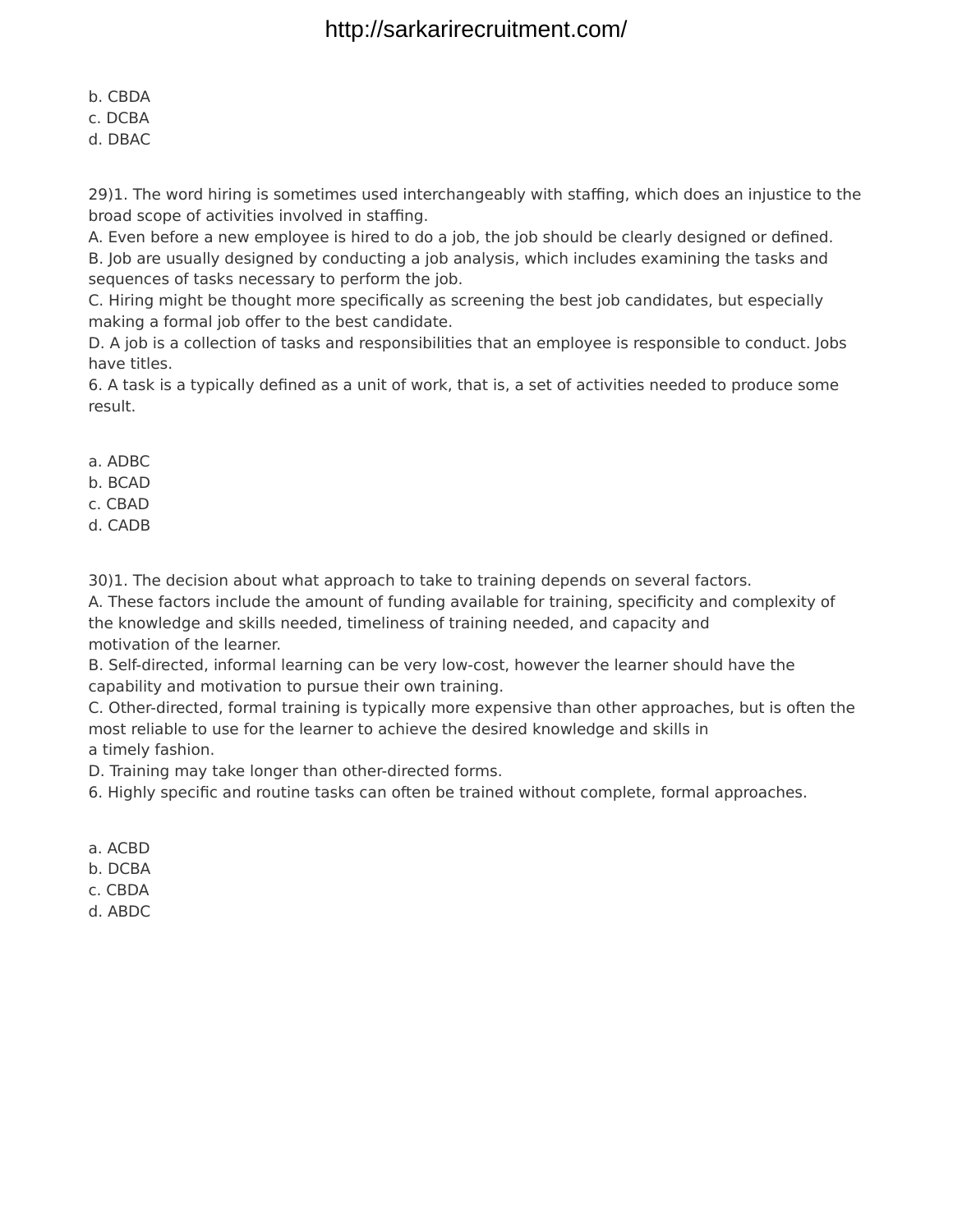b. CBDA
c. DCBA
d. DBAC

29)1. The word hiring is sometimes used interchangeably with staffing, which does an injustice to the broad scope of activities involved in staffing.
A. Even before a new employee is hired to do a job, the job should be clearly designed or defined.
B. Job are usually designed by conducting a job analysis, which includes examining the tasks and sequences of tasks necessary to perform the job.
C. Hiring might be thought more specifically as screening the best job candidates, but especially making a formal job offer to the best candidate.
D. A job is a collection of tasks and responsibilities that an employee is responsible to conduct. Jobs have titles.
6. A task is a typically defined as a unit of work, that is, a set of activities needed to produce some result.

a. ADBC
b. BCAD
c. CBAD
d. CADB

30)1. The decision about what approach to take to training depends on several factors.
A. These factors include the amount of funding available for training, specificity and complexity of the knowledge and skills needed, timeliness of training needed, and capacity and motivation of the learner.
B. Self-directed, informal learning can be very low-cost, however the learner should have the capability and motivation to pursue their own training.
C. Other-directed, formal training is typically more expensive than other approaches, but is often the most reliable to use for the learner to achieve the desired knowledge and skills in a timely fashion.
D. Training may take longer than other-directed forms.
6. Highly specific and routine tasks can often be trained without complete, formal approaches.

a. ACBD
b. DCBA
c. CBDA
d. ABDC